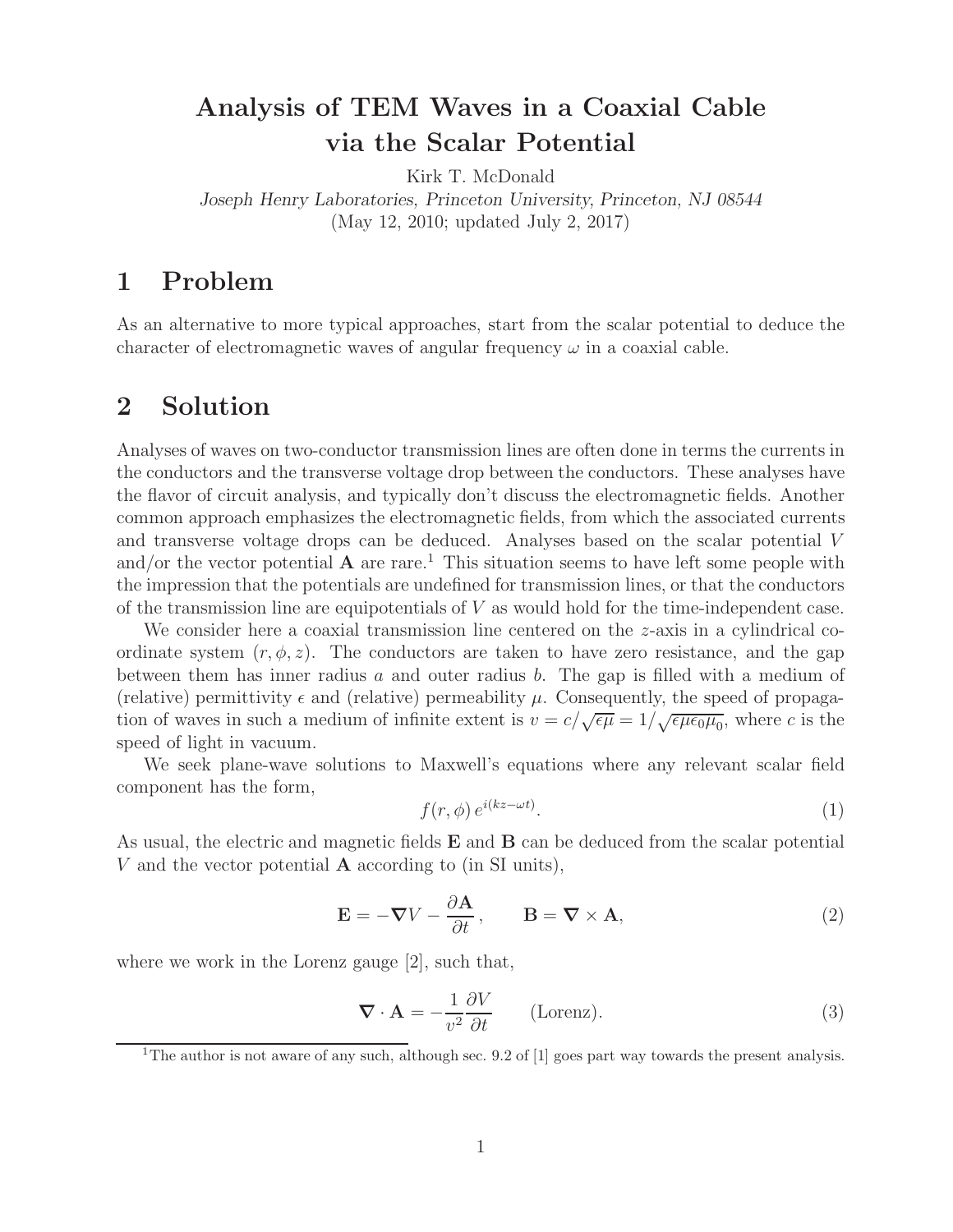# Analysis of TEM Waves in a Coaxial Cable via the Scalar Potential

Kirk T. McDonald

*Joseph Henry Laboratories, Princeton University, Princeton, NJ 08544*

(May 12, 2010; updated July 2, 2017)

## 1 Problem

As an alternative to more typical approaches, start from the scalar potential to deduce the character of electromagnetic waves of angular frequency $\omega$ in a coaxial cable.

## 2 Solution

Analyses of waves on two-conductor transmission lines are often done in terms the currents in the conductors and the transverse voltage drop between the conductors. These analyses have the flavor of circuit analysis, and typically don't discuss the electromagnetic fields. Another common approach emphasizes the electromagnetic fields, from which the associated currents and transverse voltage drops can be deduced. Analyses based on the scalar potential $V$ and/or the vector potential $\mathbf{A}$ are rare.[1] This situation seems to have left some people with the impression that the potentials are undefined for transmission lines, or that the conductors of the transmission line are equipotentials of $V$ as would hold for the time-independent case.

We consider here a coaxial transmission line centered on the $z$-axis in a cylindrical coordinate system $(r, \phi, z)$. The conductors are taken to have zero resistance, and the gap between them has inner radius $a$ and outer radius $b$. The gap is filled with a medium of (relative) permittivity $\epsilon$ and (relative) permeability $\mu$. Consequently, the speed of propagation of waves in such a medium of infinite extent is $v = c/\sqrt{\epsilon\mu} = 1/\sqrt{\epsilon\mu\epsilon_0\mu_0}$, where $c$ is the speed of light in vacuum.

We seek plane-wave solutions to Maxwell's equations where any relevant scalar field component has the form,

$$f(r, \phi)\, e^{i(kz-\omega t)}. \tag{1}$$

As usual, the electric and magnetic fields $\mathbf{E}$ and $\mathbf{B}$ can be deduced from the scalar potential $V$ and the vector potential $\mathbf{A}$ according to (in SI units),

$$\mathbf{E} = -\boldsymbol{\nabla} V - \frac{\partial \mathbf{A}}{\partial t}, \qquad \mathbf{B} = \boldsymbol{\nabla} \times \mathbf{A}, \tag{2}$$

where we work in the Lorenz gauge [2], such that,

$$\boldsymbol{\nabla} \cdot \mathbf{A} = -\frac{1}{v^2}\frac{\partial V}{\partial t} \qquad \text{(Lorenz)}. \tag{3}$$

[1] The author is not aware of any such, although sec. 9.2 of [1] goes part way towards the present analysis.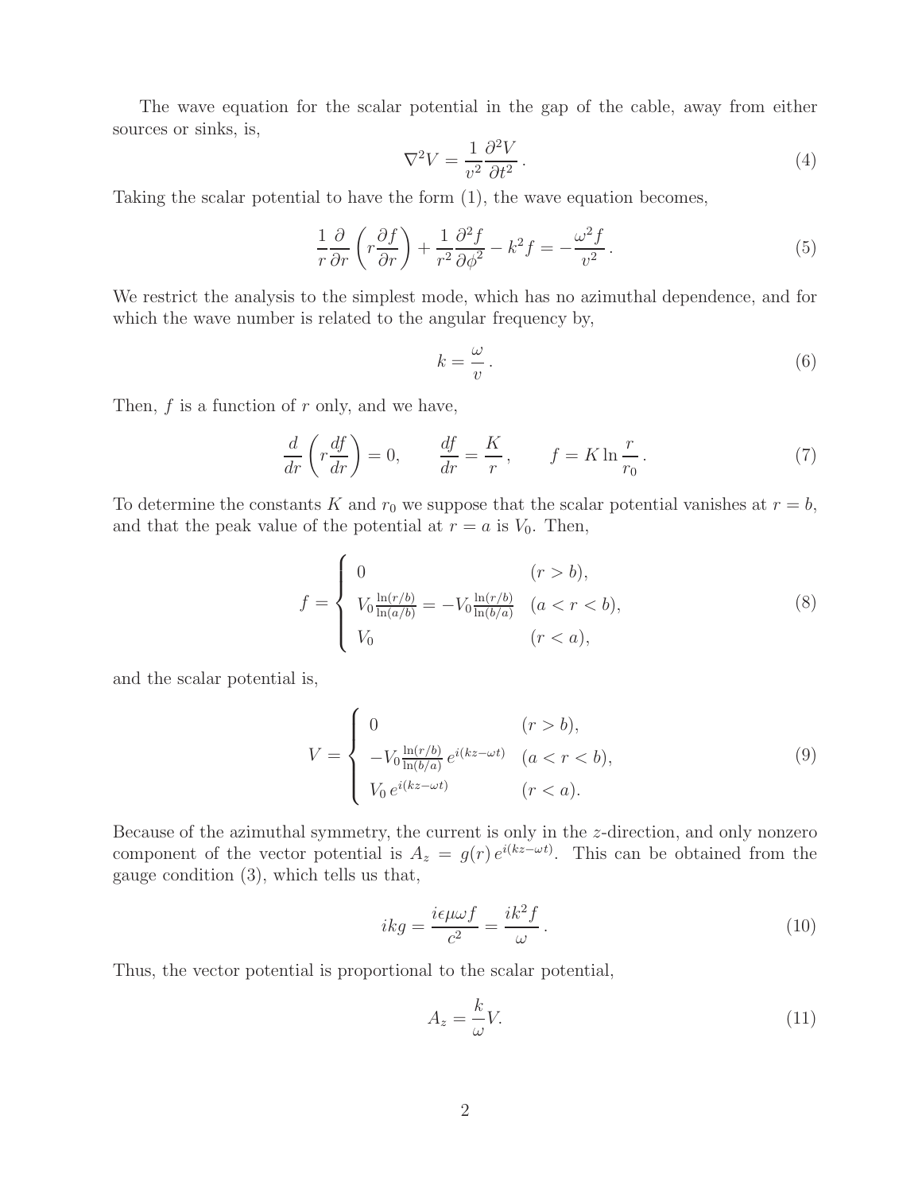The wave equation for the scalar potential in the gap of the cable, away from either sources or sinks, is,

$$\nabla^2 V = \frac{1}{v^2}\frac{\partial^2 V}{\partial t^2}\,. \tag{4}$$

Taking the scalar potential to have the form (1), the wave equation becomes,

$$\frac{1}{r}\frac{\partial}{\partial r}\left(r\frac{\partial f}{\partial r}\right) + \frac{1}{r^2}\frac{\partial^2 f}{\partial \phi^2} - k^2 f = -\frac{\omega^2 f}{v^2}\,. \tag{5}$$

We restrict the analysis to the simplest mode, which has no azimuthal dependence, and for which the wave number is related to the angular frequency by,

$$k = \frac{\omega}{v}\,. \tag{6}$$

Then, $f$ is a function of $r$ only, and we have,

$$\frac{d}{dr}\left(r\frac{df}{dr}\right) = 0, \qquad \frac{df}{dr} = \frac{K}{r}\,, \qquad f = K\ln\frac{r}{r_0}\,. \tag{7}$$

To determine the constants $K$ and $r_0$ we suppose that the scalar potential vanishes at $r = b$, and that the peak value of the potential at $r = a$ is $V_0$. Then,

$$f = \begin{cases} 0 & (r > b), \\ V_0\frac{\ln(r/b)}{\ln(a/b)} = -V_0\frac{\ln(r/b)}{\ln(b/a)} & (a < r < b), \\ V_0 & (r < a), \end{cases} \tag{8}$$

and the scalar potential is,

$$V = \begin{cases} 0 & (r > b), \\ -V_0\frac{\ln(r/b)}{\ln(b/a)}\, e^{i(kz-\omega t)} & (a < r < b), \\ V_0\, e^{i(kz-\omega t)} & (r < a). \end{cases} \tag{9}$$

Because of the azimuthal symmetry, the current is only in the $z$-direction, and only nonzero component of the vector potential is $A_z = g(r)\, e^{i(kz-\omega t)}$. This can be obtained from the gauge condition (3), which tells us that,

$$ikg = \frac{i\epsilon\mu\omega f}{c^2} = \frac{ik^2 f}{\omega}\,. \tag{10}$$

Thus, the vector potential is proportional to the scalar potential,

$$A_z = \frac{k}{\omega}V. \tag{11}$$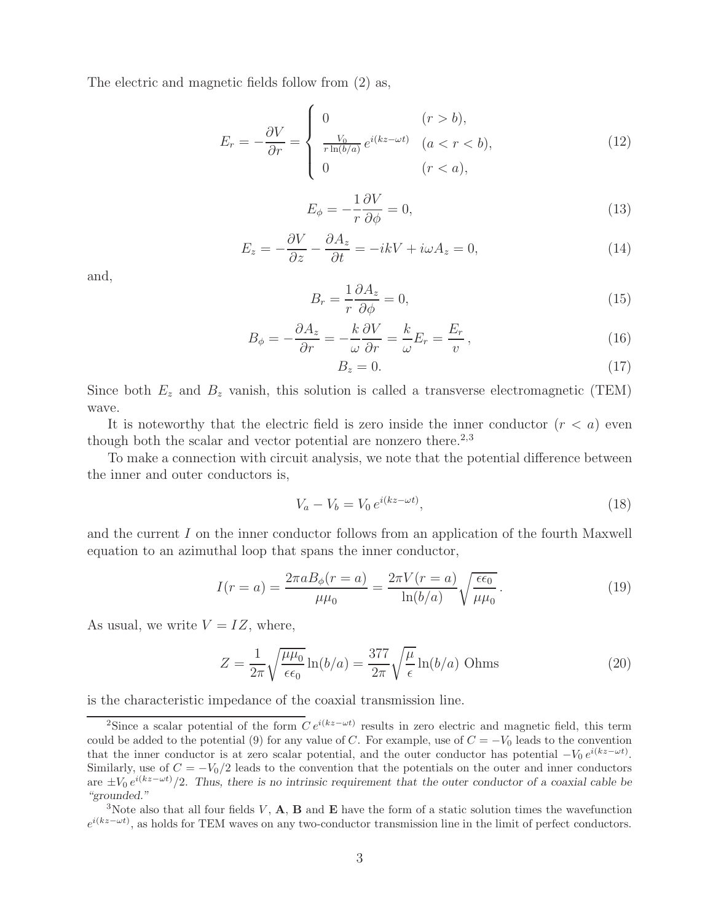The electric and magnetic fields follow from (2) as,

$$E_r = -\frac{\partial V}{\partial r} = \begin{cases} 0 & (r > b), \\ \frac{V_0}{r \ln(b/a)}\, e^{i(kz-\omega t)} & (a < r < b), \\ 0 & (r < a), \end{cases} \tag{12}$$

$$E_\phi = -\frac{1}{r}\frac{\partial V}{\partial \phi} = 0, \tag{13}$$

$$E_z = -\frac{\partial V}{\partial z} - \frac{\partial A_z}{\partial t} = -ikV + i\omega A_z = 0, \tag{14}$$

and,

$$B_r = \frac{1}{r}\frac{\partial A_z}{\partial \phi} = 0, \tag{15}$$

$$B_\phi = -\frac{\partial A_z}{\partial r} = -\frac{k}{\omega}\frac{\partial V}{\partial r} = \frac{k}{\omega}E_r = \frac{E_r}{v}, \tag{16}$$

$$B_z = 0. \tag{17}$$

Since both $E_z$ and $B_z$ vanish, this solution is called a transverse electromagnetic (TEM) wave.

It is noteworthy that the electric field is zero inside the inner conductor ($r < a$) even though both the scalar and vector potential are nonzero there.[2,3]

To make a connection with circuit analysis, we note that the potential difference between the inner and outer conductors is,

$$V_a - V_b = V_0\, e^{i(kz-\omega t)}, \tag{18}$$

and the current $I$ on the inner conductor follows from an application of the fourth Maxwell equation to an azimuthal loop that spans the inner conductor,

$$I(r = a) = \frac{2\pi a B_\phi(r = a)}{\mu\mu_0} = \frac{2\pi V(r = a)}{\ln(b/a)}\sqrt{\frac{\epsilon\epsilon_0}{\mu\mu_0}}\,. \tag{19}$$

As usual, we write $V = IZ$, where,

$$Z = \frac{1}{2\pi}\sqrt{\frac{\mu\mu_0}{\epsilon\epsilon_0}}\ln(b/a) = \frac{377}{2\pi}\sqrt{\frac{\mu}{\epsilon}}\ln(b/a) \text{ Ohms} \tag{20}$$

is the characteristic impedance of the coaxial transmission line.

[2]Since a scalar potential of the form $C\, e^{i(kz-\omega t)}$ results in zero electric and magnetic field, this term could be added to the potential (9) for any value of $C$. For example, use of $C = -V_0$ leads to the convention that the inner conductor is at zero scalar potential, and the outer conductor has potential $-V_0\, e^{i(kz-\omega t)}$. Similarly, use of $C = -V_0/2$ leads to the convention that the potentials on the outer and inner conductors are $\pm V_0\, e^{i(kz-\omega t)}/2$. *Thus, there is no intrinsic requirement that the outer conductor of a coaxial cable be "grounded."*

[3]Note also that all four fields $V$, $\mathbf{A}$, $\mathbf{B}$ and $\mathbf{E}$ have the form of a static solution times the wavefunction $e^{i(kz-\omega t)}$, as holds for TEM waves on any two-conductor transmission line in the limit of perfect conductors.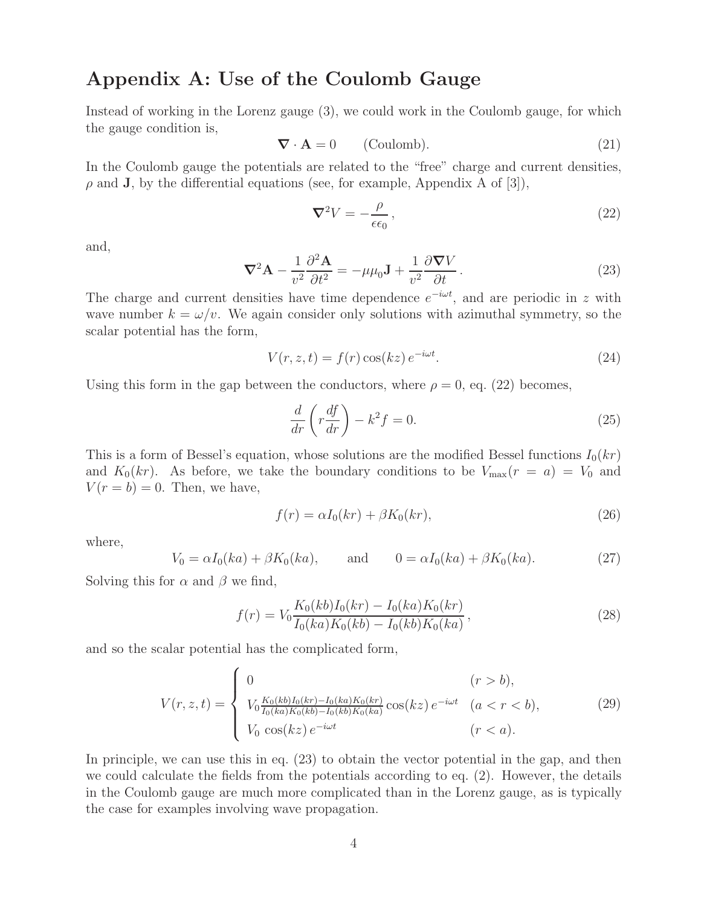## Appendix A: Use of the Coulomb Gauge

Instead of working in the Lorenz gauge (3), we could work in the Coulomb gauge, for which the gauge condition is,

$$\boldsymbol{\nabla} \cdot \mathbf{A} = 0 \qquad \text{(Coulomb)}. \tag{21}$$

In the Coulomb gauge the potentials are related to the "free" charge and current densities, $\rho$ and $\mathbf{J}$, by the differential equations (see, for example, Appendix A of [3]),

$$\boldsymbol{\nabla}^2 V = -\frac{\rho}{\epsilon \epsilon_0}, \tag{22}$$

and,

$$\boldsymbol{\nabla}^2 \mathbf{A} - \frac{1}{v^2}\frac{\partial^2 \mathbf{A}}{\partial t^2} = -\mu\mu_0 \mathbf{J} + \frac{1}{v^2}\frac{\partial \boldsymbol{\nabla} V}{\partial t}. \tag{23}$$

The charge and current densities have time dependence $e^{-i\omega t}$, and are periodic in $z$ with wave number $k = \omega/v$. We again consider only solutions with azimuthal symmetry, so the scalar potential has the form,

$$V(r, z, t) = f(r)\cos(kz)\, e^{-i\omega t}. \tag{24}$$

Using this form in the gap between the conductors, where $\rho = 0$, eq. (22) becomes,

$$\frac{d}{dr}\left(r\frac{df}{dr}\right) - k^2 f = 0. \tag{25}$$

This is a form of Bessel's equation, whose solutions are the modified Bessel functions $I_0(kr)$ and $K_0(kr)$. As before, we take the boundary conditions to be $V_{\rm max}(r = a) = V_0$ and $V(r = b) = 0$. Then, we have,

$$f(r) = \alpha I_0(kr) + \beta K_0(kr), \tag{26}$$

where,

$$V_0 = \alpha I_0(ka) + \beta K_0(ka), \qquad \text{and} \qquad 0 = \alpha I_0(ka) + \beta K_0(ka). \tag{27}$$

Solving this for $\alpha$ and $\beta$ we find,

$$f(r) = V_0 \frac{K_0(kb)I_0(kr) - I_0(ka)K_0(kr)}{I_0(ka)K_0(kb) - I_0(kb)K_0(ka)}, \tag{28}$$

and so the scalar potential has the complicated form,

$$V(r, z, t) = \begin{cases} 0 & (r > b), \\ V_0 \frac{K_0(kb)I_0(kr) - I_0(ka)K_0(kr)}{I_0(ka)K_0(kb) - I_0(kb)K_0(ka)} \cos(kz)\, e^{-i\omega t} & (a < r < b), \\ V_0 \cos(kz)\, e^{-i\omega t} & (r < a). \end{cases} \tag{29}$$

In principle, we can use this in eq. (23) to obtain the vector potential in the gap, and then we could calculate the fields from the potentials according to eq. (2). However, the details in the Coulomb gauge are much more complicated than in the Lorenz gauge, as is typically the case for examples involving wave propagation.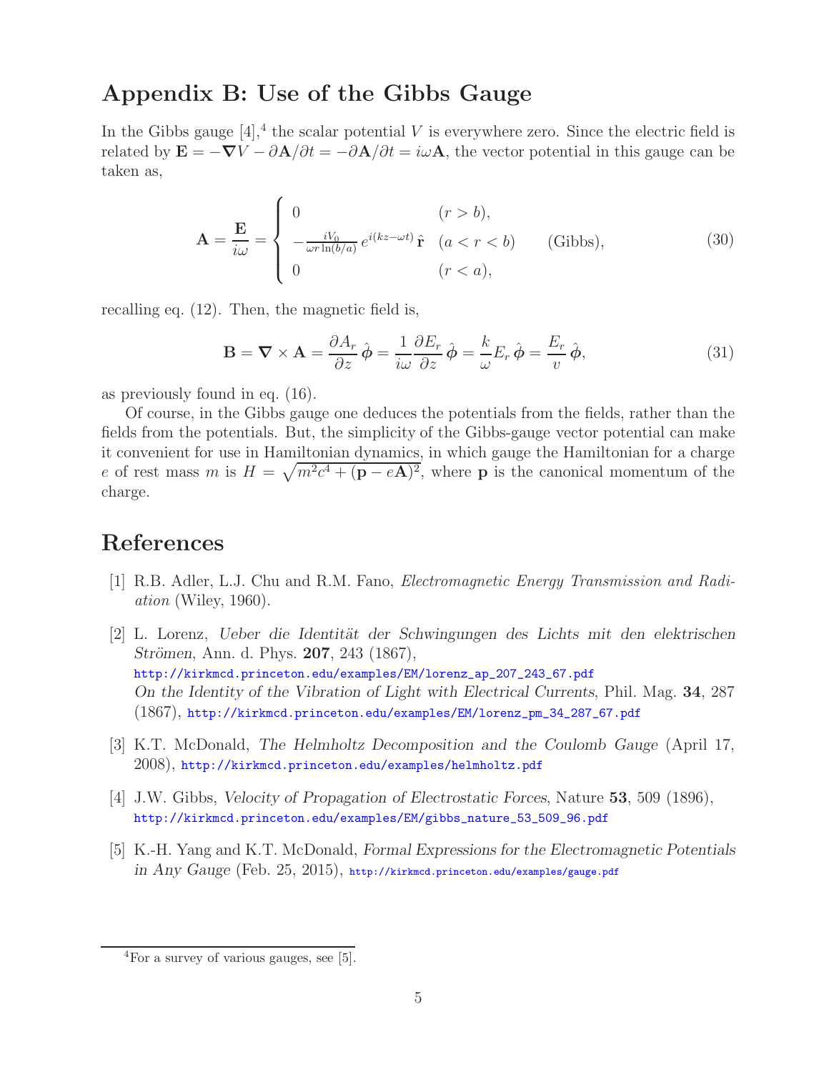## Appendix B: Use of the Gibbs Gauge

In the Gibbs gauge [4],[4] the scalar potential $V$ is everywhere zero. Since the electric field is related by $\mathbf{E} = -\boldsymbol{\nabla} V - \partial \mathbf{A}/\partial t = -\partial \mathbf{A}/\partial t = i\omega \mathbf{A}$, the vector potential in this gauge can be taken as,

$$\mathbf{A} = \frac{\mathbf{E}}{i\omega} = \begin{cases} 0 & (r > b), \\ -\frac{iV_0}{\omega r \ln(b/a)}\, e^{i(kz-\omega t)}\, \hat{\mathbf{r}} & (a < r < b) \qquad \text{(Gibbs)}, \\ 0 & (r < a), \end{cases} \tag{30}$$

recalling eq. (12). Then, the magnetic field is,

$$\mathbf{B} = \boldsymbol{\nabla} \times \mathbf{A} = \frac{\partial A_r}{\partial z}\, \hat{\boldsymbol{\phi}} = \frac{1}{i\omega} \frac{\partial E_r}{\partial z}\, \hat{\boldsymbol{\phi}} = \frac{k}{\omega} E_r\, \hat{\boldsymbol{\phi}} = \frac{E_r}{v}\, \hat{\boldsymbol{\phi}}, \tag{31}$$

as previously found in eq. (16).

Of course, in the Gibbs gauge one deduces the potentials from the fields, rather than the fields from the potentials. But, the simplicity of the Gibbs-gauge vector potential can make it convenient for use in Hamiltonian dynamics, in which gauge the Hamiltonian for a charge $e$ of rest mass $m$ is $H = \sqrt{m^2c^4 + (\mathbf{p} - e\mathbf{A})^2}$, where $\mathbf{p}$ is the canonical momentum of the charge.

## References

[1] R.B. Adler, L.J. Chu and R.M. Fano, *Electromagnetic Energy Transmission and Radiation* (Wiley, 1960).

[2] L. Lorenz, *Ueber die Identität der Schwingungen des Lichts mit den elektrischen Strömen*, Ann. d. Phys. **207**, 243 (1867), http://kirkmcd.princeton.edu/examples/EM/lorenz_ap_207_243_67.pdf
*On the Identity of the Vibration of Light with Electrical Currents*, Phil. Mag. **34**, 287 (1867), http://kirkmcd.princeton.edu/examples/EM/lorenz_pm_34_287_67.pdf

[3] K.T. McDonald, *The Helmholtz Decomposition and the Coulomb Gauge* (April 17, 2008), http://kirkmcd.princeton.edu/examples/helmholtz.pdf

[4] J.W. Gibbs, *Velocity of Propagation of Electrostatic Forces*, Nature **53**, 509 (1896), http://kirkmcd.princeton.edu/examples/EM/gibbs_nature_53_509_96.pdf

[5] K.-H. Yang and K.T. McDonald, *Formal Expressions for the Electromagnetic Potentials in Any Gauge* (Feb. 25, 2015), http://kirkmcd.princeton.edu/examples/gauge.pdf

[4] For a survey of various gauges, see [5].